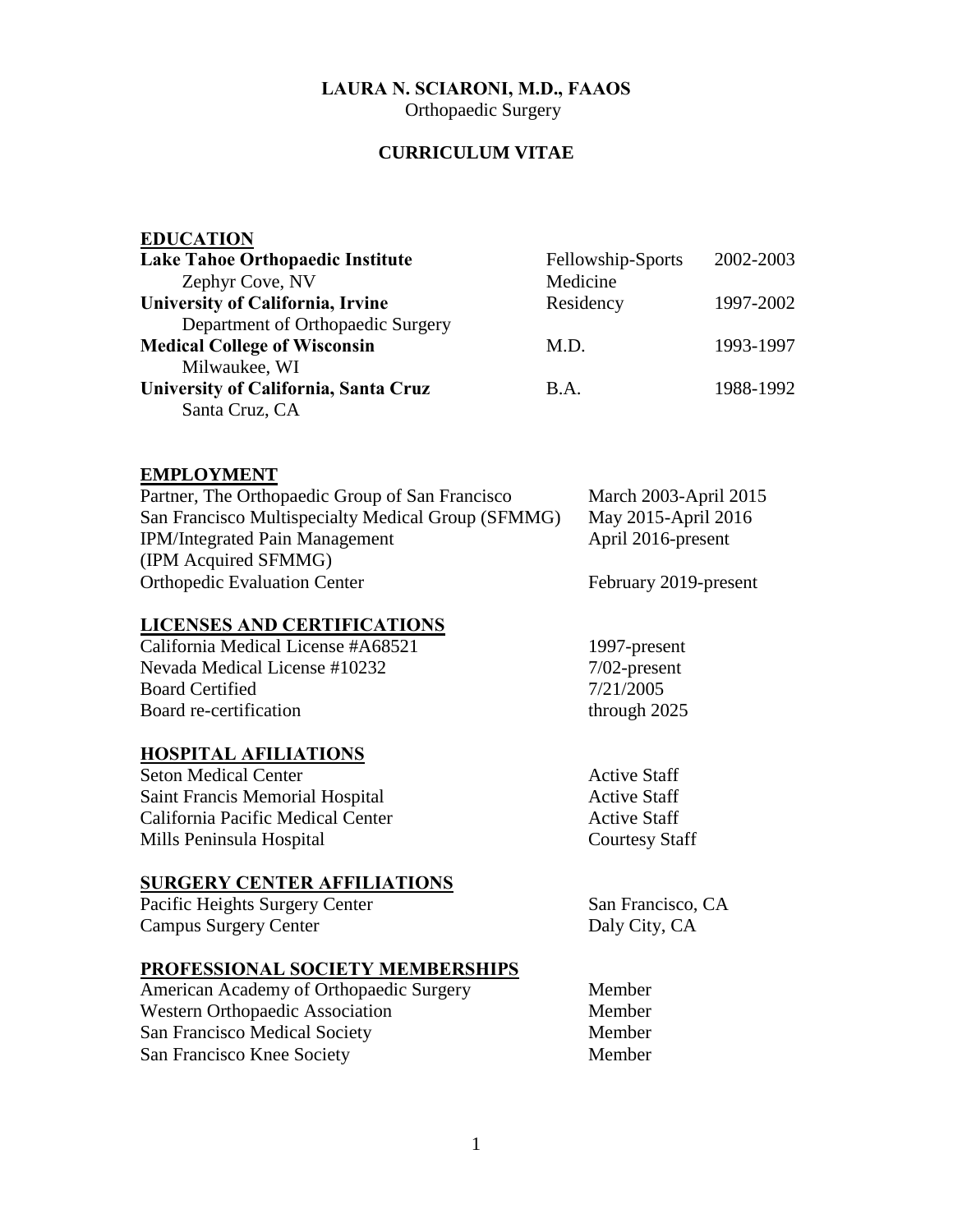# LAURA N. SCIARONI, M.D., FAAOS

Orthopaedic Surgery

## CURRICULUM VITAE

## EDUCATION

| | | |
|---|---|---|
| **Lake Tahoe Orthopaedic Institute**<br>Zephyr Cove, NV | Fellowship-Sports Medicine | 2002-2003 |
| **University of California, Irvine**<br>Department of Orthopaedic Surgery | Residency | 1997-2002 |
| **Medical College of Wisconsin**<br>Milwaukee, WI | M.D. | 1993-1997 |
| **University of California, Santa Cruz**<br>Santa Cruz, CA | B.A. | 1988-1992 |

## EMPLOYMENT

| | |
|---|---|
| Partner, The Orthopaedic Group of San Francisco | March 2003-April 2015 |
| San Francisco Multispecialty Medical Group (SFMMG) | May 2015-April 2016 |
| IPM/Integrated Pain Management<br>(IPM Acquired SFMMG) | April 2016-present |
| Orthopedic Evaluation Center | February 2019-present |

## LICENSES AND CERTIFICATIONS

| | |
|---|---|
| California Medical License #A68521 | 1997-present |
| Nevada Medical License #10232 | 7/02-present |
| Board Certified | 7/21/2005 |
| Board re-certification | through 2025 |

## HOSPITAL AFILIATIONS

| | |
|---|---|
| Seton Medical Center | Active Staff |
| Saint Francis Memorial Hospital | Active Staff |
| California Pacific Medical Center | Active Staff |
| Mills Peninsula Hospital | Courtesy Staff |

## SURGERY CENTER AFFILIATIONS

| | |
|---|---|
| Pacific Heights Surgery Center | San Francisco, CA |
| Campus Surgery Center | Daly City, CA |

## PROFESSIONAL SOCIETY MEMBERSHIPS

| | |
|---|---|
| American Academy of Orthopaedic Surgery | Member |
| Western Orthopaedic Association | Member |
| San Francisco Medical Society | Member |
| San Francisco Knee Society | Member |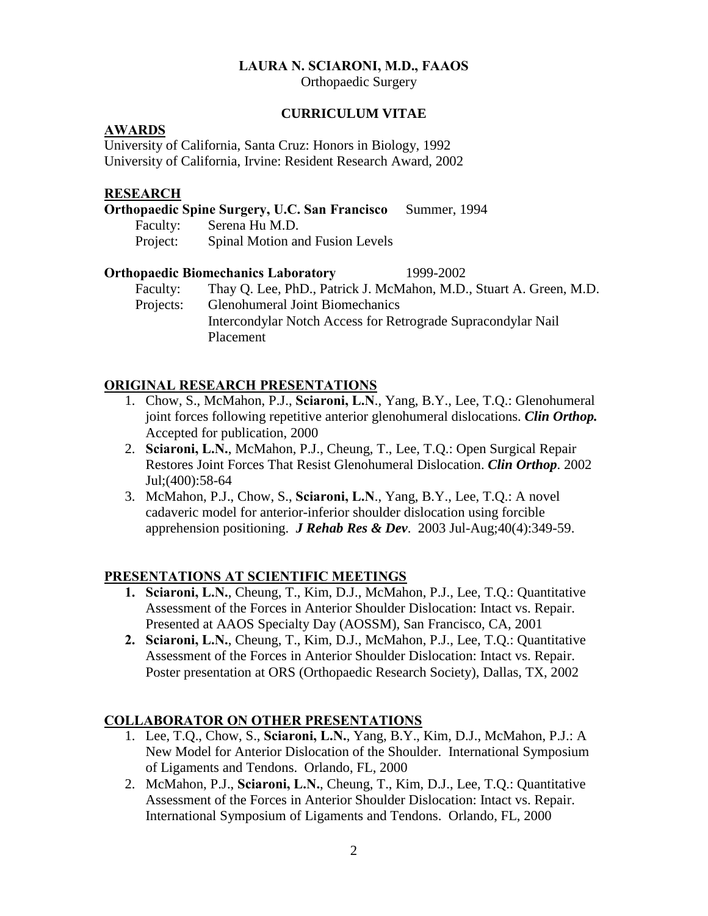**LAURA N. SCIARONI, M.D., FAAOS**

Orthopaedic Surgery

**CURRICULUM VITAE**

## AWARDS

University of California, Santa Cruz: Honors in Biology, 1992
University of California, Irvine: Resident Research Award, 2002

## RESEARCH

**Orthopaedic Spine Surgery, U.C. San Francisco** Summer, 1994

Faculty: Serena Hu M.D.
Project: Spinal Motion and Fusion Levels

**Orthopaedic Biomechanics Laboratory** 1999-2002

Faculty: Thay Q. Lee, PhD., Patrick J. McMahon, M.D., Stuart A. Green, M.D.
Projects: Glenohumeral Joint Biomechanics
Intercondylar Notch Access for Retrograde Supracondylar Nail Placement

## ORIGINAL RESEARCH PRESENTATIONS

1. Chow, S., McMahon, P.J., **Sciaroni, L.N**., Yang, B.Y., Lee, T.Q.: Glenohumeral joint forces following repetitive anterior glenohumeral dislocations. ***Clin Orthop.*** Accepted for publication, 2000
2. **Sciaroni, L.N.**, McMahon, P.J., Cheung, T., Lee, T.Q.: Open Surgical Repair Restores Joint Forces That Resist Glenohumeral Dislocation. ***Clin Orthop***. 2002 Jul;(400):58-64
3. McMahon, P.J., Chow, S., **Sciaroni, L.N**., Yang, B.Y., Lee, T.Q.: A novel cadaveric model for anterior-inferior shoulder dislocation using forcible apprehension positioning. ***J Rehab Res & Dev***. 2003 Jul-Aug;40(4):349-59.

## PRESENTATIONS AT SCIENTIFIC MEETINGS

1. **Sciaroni, L.N.**, Cheung, T., Kim, D.J., McMahon, P.J., Lee, T.Q.: Quantitative Assessment of the Forces in Anterior Shoulder Dislocation: Intact vs. Repair. Presented at AAOS Specialty Day (AOSSM), San Francisco, CA, 2001
2. **Sciaroni, L.N.**, Cheung, T., Kim, D.J., McMahon, P.J., Lee, T.Q.: Quantitative Assessment of the Forces in Anterior Shoulder Dislocation: Intact vs. Repair. Poster presentation at ORS (Orthopaedic Research Society), Dallas, TX, 2002

## COLLABORATOR ON OTHER PRESENTATIONS

1. Lee, T.Q., Chow, S., **Sciaroni, L.N.**, Yang, B.Y., Kim, D.J., McMahon, P.J.: A New Model for Anterior Dislocation of the Shoulder. International Symposium of Ligaments and Tendons. Orlando, FL, 2000
2. McMahon, P.J., **Sciaroni, L.N.**, Cheung, T., Kim, D.J., Lee, T.Q.: Quantitative Assessment of the Forces in Anterior Shoulder Dislocation: Intact vs. Repair. International Symposium of Ligaments and Tendons. Orlando, FL, 2000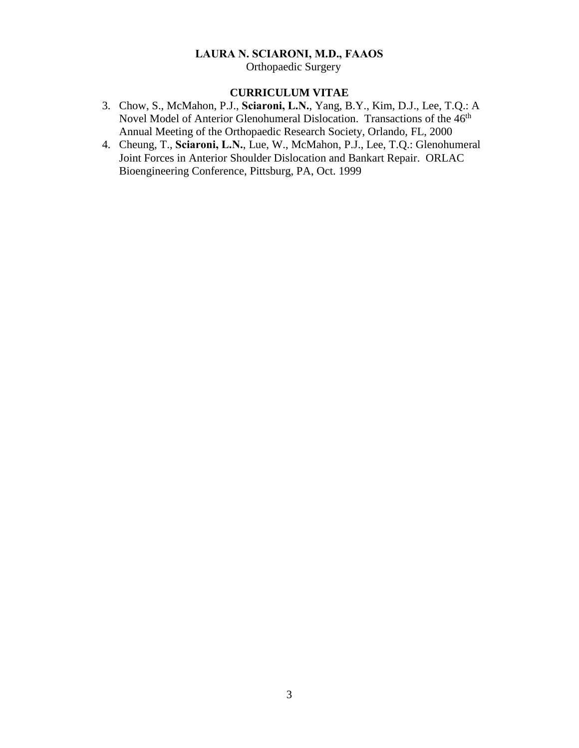3. Chow, S., McMahon, P.J., **Sciaroni, L.N.**, Yang, B.Y., Kim, D.J., Lee, T.Q.: A Novel Model of Anterior Glenohumeral Dislocation. Transactions of the 46th Annual Meeting of the Orthopaedic Research Society, Orlando, FL, 2000
4. Cheung, T., **Sciaroni, L.N.**, Lue, W., McMahon, P.J., Lee, T.Q.: Glenohumeral Joint Forces in Anterior Shoulder Dislocation and Bankart Repair. ORLAC Bioengineering Conference, Pittsburg, PA, Oct. 1999